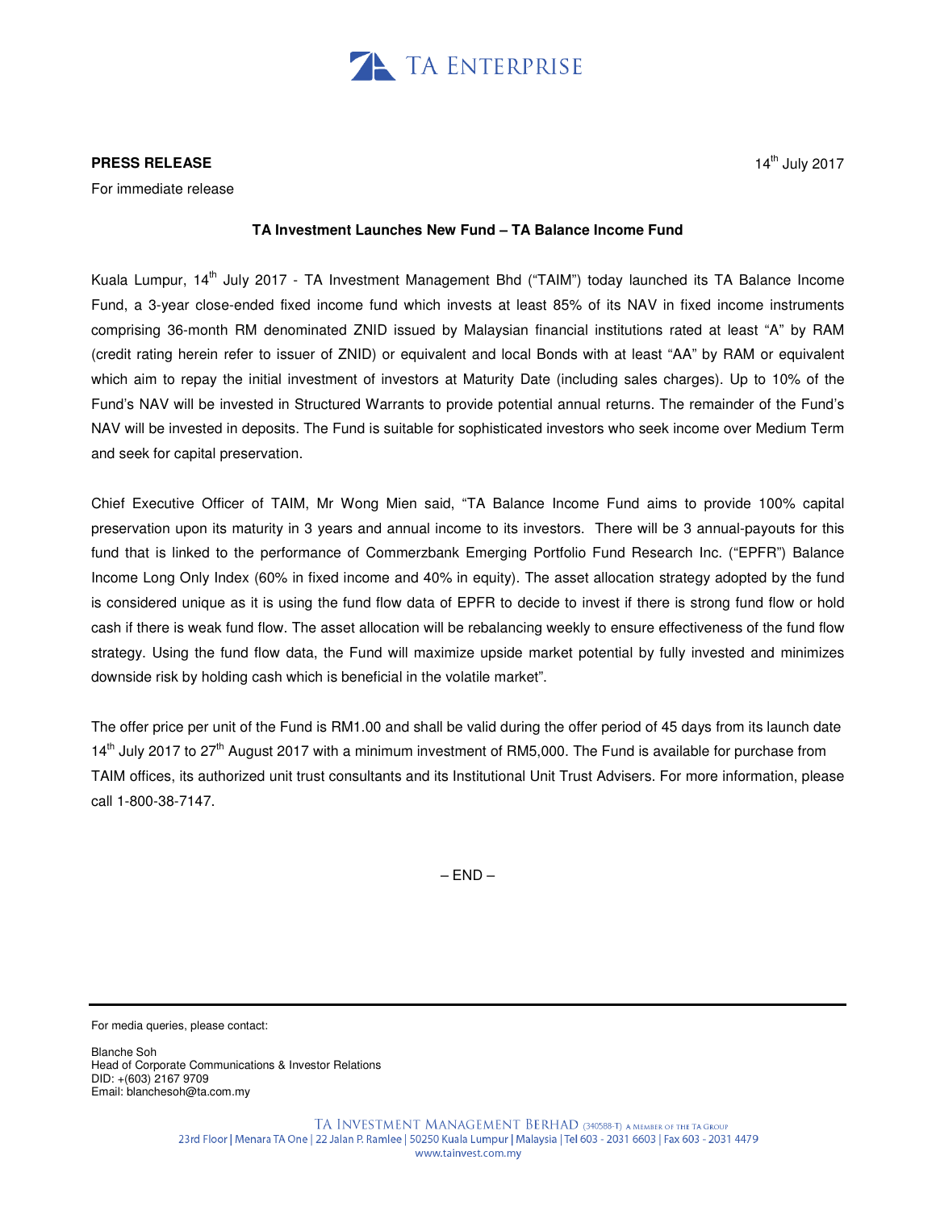TA ENTERPRISE

**PRESS RELEASE**

14th July 2017

For immediate release

**TA Investment Launches New Fund – TA Balance Income Fund**

Kuala Lumpur, 14th July 2017 - TA Investment Management Bhd ("TAIM") today launched its TA Balance Income Fund, a 3-year close-ended fixed income fund which invests at least 85% of its NAV in fixed income instruments comprising 36-month RM denominated ZNID issued by Malaysian financial institutions rated at least "A" by RAM (credit rating herein refer to issuer of ZNID) or equivalent and local Bonds with at least "AA" by RAM or equivalent which aim to repay the initial investment of investors at Maturity Date (including sales charges). Up to 10% of the Fund's NAV will be invested in Structured Warrants to provide potential annual returns. The remainder of the Fund's NAV will be invested in deposits. The Fund is suitable for sophisticated investors who seek income over Medium Term and seek for capital preservation.

Chief Executive Officer of TAIM, Mr Wong Mien said, "TA Balance Income Fund aims to provide 100% capital preservation upon its maturity in 3 years and annual income to its investors. There will be 3 annual-payouts for this fund that is linked to the performance of Commerzbank Emerging Portfolio Fund Research Inc. ("EPFR") Balance Income Long Only Index (60% in fixed income and 40% in equity). The asset allocation strategy adopted by the fund is considered unique as it is using the fund flow data of EPFR to decide to invest if there is strong fund flow or hold cash if there is weak fund flow. The asset allocation will be rebalancing weekly to ensure effectiveness of the fund flow strategy. Using the fund flow data, the Fund will maximize upside market potential by fully invested and minimizes downside risk by holding cash which is beneficial in the volatile market".

The offer price per unit of the Fund is RM1.00 and shall be valid during the offer period of 45 days from its launch date 14th July 2017 to 27th August 2017 with a minimum investment of RM5,000. The Fund is available for purchase from TAIM offices, its authorized unit trust consultants and its Institutional Unit Trust Advisers. For more information, please call 1-800-38-7147.

– END –

---

For media queries, please contact:

Blanche Soh
Head of Corporate Communications & Investor Relations
DID: +(603) 2167 9709
Email: blanchesoh@ta.com.my

TA INVESTMENT MANAGEMENT BERHAD (340588-T) A MEMBER OF THE TA GROUP
23rd Floor | Menara TA One | 22 Jalan P. Ramlee | 50250 Kuala Lumpur | Malaysia | Tel 603 - 2031 6603 | Fax 603 - 2031 4479
www.tainvest.com.my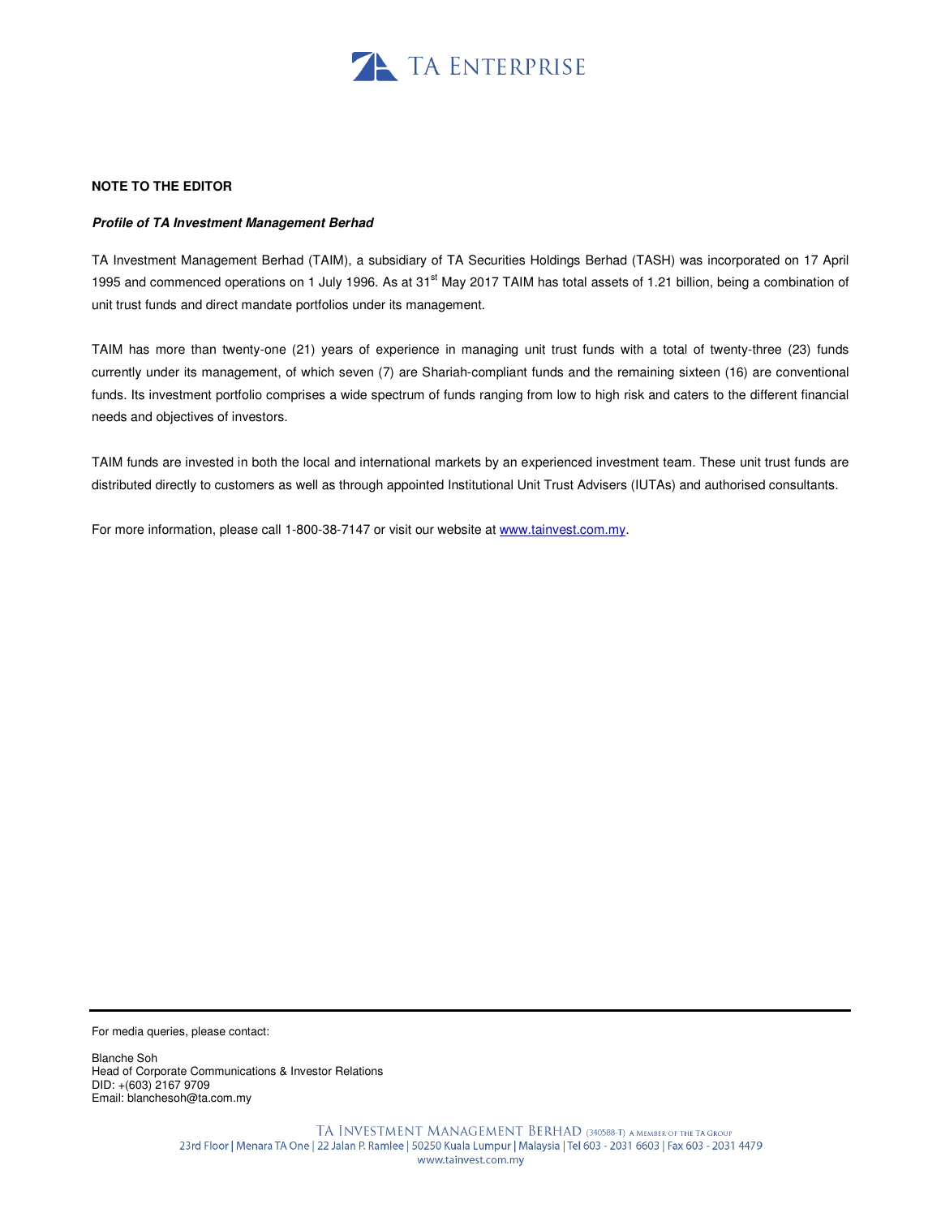**NOTE TO THE EDITOR**

***Profile of TA Investment Management Berhad***

TA Investment Management Berhad (TAIM), a subsidiary of TA Securities Holdings Berhad (TASH) was incorporated on 17 April 1995 and commenced operations on 1 July 1996. As at 31st May 2017 TAIM has total assets of 1.21 billion, being a combination of unit trust funds and direct mandate portfolios under its management.

TAIM has more than twenty-one (21) years of experience in managing unit trust funds with a total of twenty-three (23) funds currently under its management, of which seven (7) are Shariah-compliant funds and the remaining sixteen (16) are conventional funds. Its investment portfolio comprises a wide spectrum of funds ranging from low to high risk and caters to the different financial needs and objectives of investors.

TAIM funds are invested in both the local and international markets by an experienced investment team. These unit trust funds are distributed directly to customers as well as through appointed Institutional Unit Trust Advisers (IUTAs) and authorised consultants.

For more information, please call 1-800-38-7147 or visit our website at www.tainvest.com.my.

---

For media queries, please contact:

Blanche Soh
Head of Corporate Communications & Investor Relations
DID: +(603) 2167 9709
Email: blanchesoh@ta.com.my

TA INVESTMENT MANAGEMENT BERHAD (340588-T) A MEMBER OF THE TA GROUP
23rd Floor | Menara TA One | 22 Jalan P. Ramlee | 50250 Kuala Lumpur | Malaysia | Tel 603 - 2031 6603 | Fax 603 - 2031 4479
www.tainvest.com.my